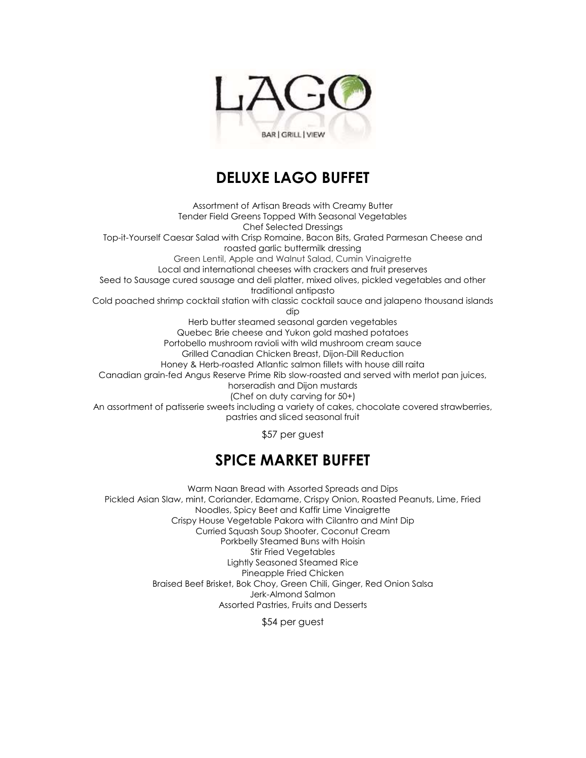LAGO

BAR | GRILL | VIEW

# DELUXE LAGO BUFFET

Assortment of Artisan Breads with Creamy Butter
Tender Field Greens Topped With Seasonal Vegetables
Chef Selected Dressings
Top-it-Yourself Caesar Salad with Crisp Romaine, Bacon Bits, Grated Parmesan Cheese and roasted garlic buttermilk dressing
Green Lentil, Apple and Walnut Salad, Cumin Vinaigrette
Local and international cheeses with crackers and fruit preserves
Seed to Sausage cured sausage and deli platter, mixed olives, pickled vegetables and other traditional antipasto
Cold poached shrimp cocktail station with classic cocktail sauce and jalapeno thousand islands dip
Herb butter steamed seasonal garden vegetables
Quebec Brie cheese and Yukon gold mashed potatoes
Portobello mushroom ravioli with wild mushroom cream sauce
Grilled Canadian Chicken Breast, Dijon-Dill Reduction
Honey & Herb-roasted Atlantic salmon fillets with house dill raita
Canadian grain-fed Angus Reserve Prime Rib slow-roasted and served with merlot pan juices, horseradish and Dijon mustards
(Chef on duty carving for 50+)
An assortment of patisserie sweets including a variety of cakes, chocolate covered strawberries, pastries and sliced seasonal fruit

$57 per guest

# SPICE MARKET BUFFET

Warm Naan Bread with Assorted Spreads and Dips
Pickled Asian Slaw, mint, Coriander, Edamame, Crispy Onion, Roasted Peanuts, Lime, Fried Noodles, Spicy Beet and Kaffir Lime Vinaigrette
Crispy House Vegetable Pakora with Cilantro and Mint Dip
Curried Squash Soup Shooter, Coconut Cream
Porkbelly Steamed Buns with Hoisin
Stir Fried Vegetables
Lightly Seasoned Steamed Rice
Pineapple Fried Chicken
Braised Beef Brisket, Bok Choy, Green Chili, Ginger, Red Onion Salsa
Jerk-Almond Salmon
Assorted Pastries, Fruits and Desserts

$54 per guest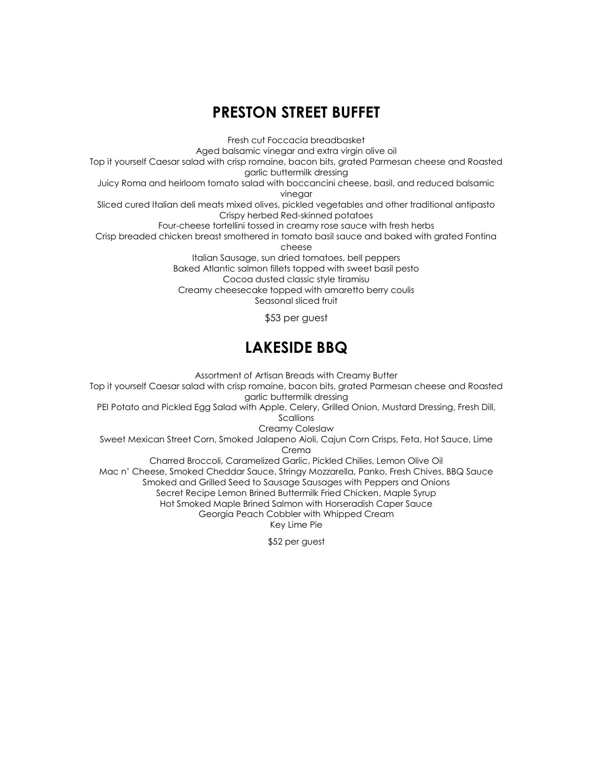## PRESTON STREET BUFFET

Fresh cut Foccacia breadbasket
Aged balsamic vinegar and extra virgin olive oil
Top it yourself Caesar salad with crisp romaine, bacon bits, grated Parmesan cheese and Roasted garlic buttermilk dressing
Juicy Roma and heirloom tomato salad with boccancini cheese, basil, and reduced balsamic vinegar
Sliced cured Italian deli meats mixed olives, pickled vegetables and other traditional antipasto
Crispy herbed Red-skinned potatoes
Four-cheese tortellini tossed in creamy rose sauce with fresh herbs
Crisp breaded chicken breast smothered in tomato basil sauce and baked with grated Fontina cheese
Italian Sausage, sun dried tomatoes, bell peppers
Baked Atlantic salmon fillets topped with sweet basil pesto
Cocoa dusted classic style tiramisu
Creamy cheesecake topped with amaretto berry coulis
Seasonal sliced fruit

$53 per guest

## LAKESIDE BBQ

Assortment of Artisan Breads with Creamy Butter
Top it yourself Caesar salad with crisp romaine, bacon bits, grated Parmesan cheese and Roasted garlic buttermilk dressing
PEI Potato and Pickled Egg Salad with Apple, Celery, Grilled Onion, Mustard Dressing, Fresh Dill, Scallions
Creamy Coleslaw
Sweet Mexican Street Corn, Smoked Jalapeno Aioli, Cajun Corn Crisps, Feta, Hot Sauce, Lime Crema
Charred Broccoli, Caramelized Garlic, Pickled Chilies, Lemon Olive Oil
Mac n' Cheese, Smoked Cheddar Sauce, Stringy Mozzarella, Panko, Fresh Chives, BBQ Sauce
Smoked and Grilled Seed to Sausage Sausages with Peppers and Onions
Secret Recipe Lemon Brined Buttermilk Fried Chicken, Maple Syrup
Hot Smoked Maple Brined Salmon with Horseradish Caper Sauce
Georgia Peach Cobbler with Whipped Cream
Key Lime Pie

$52 per guest